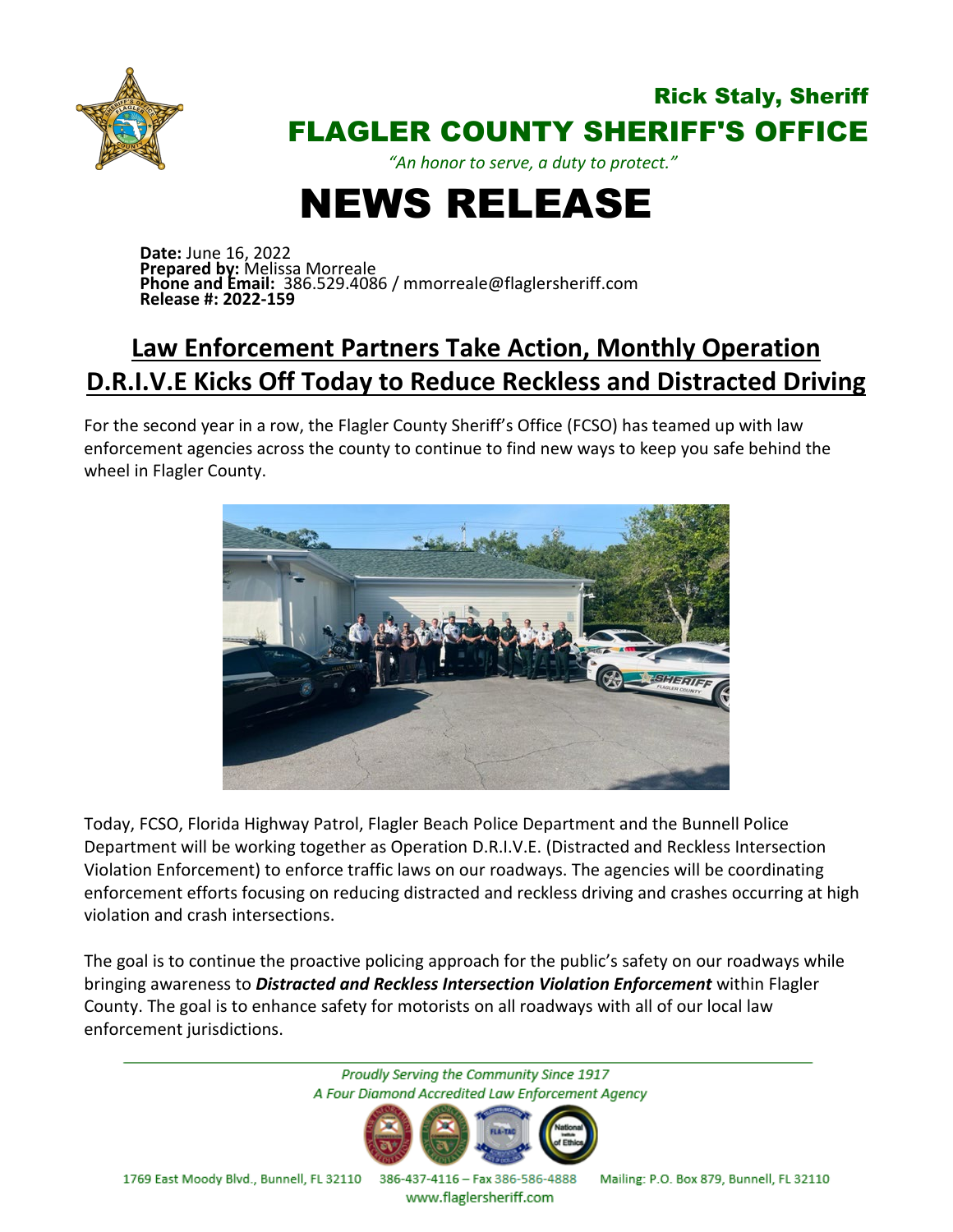Rick Staly, Sheriff

# FLAGLER COUNTY SHERIFF'S OFFICE

*"An honor to serve, a duty to protect."*

# NEWS RELEASE

**Date:** June 16, 2022
**Prepared by:** Melissa Morreale
**Phone and Email:** 386.529.4086 / mmorreale@flaglersheriff.com
**Release #: 2022-159**

## Law Enforcement Partners Take Action, Monthly Operation D.R.I.V.E Kicks Off Today to Reduce Reckless and Distracted Driving

For the second year in a row, the Flagler County Sheriff's Office (FCSO) has teamed up with law enforcement agencies across the county to continue to find new ways to keep you safe behind the wheel in Flagler County.

Today, FCSO, Florida Highway Patrol, Flagler Beach Police Department and the Bunnell Police Department will be working together as Operation D.R.I.V.E. (Distracted and Reckless Intersection Violation Enforcement) to enforce traffic laws on our roadways. The agencies will be coordinating enforcement efforts focusing on reducing distracted and reckless driving and crashes occurring at high violation and crash intersections.

The goal is to continue the proactive policing approach for the public's safety on our roadways while bringing awareness to ***Distracted and Reckless Intersection Violation Enforcement*** within Flagler County. The goal is to enhance safety for motorists on all roadways with all of our local law enforcement jurisdictions.

*Proudly Serving the Community Since 1917*
*A Four Diamond Accredited Law Enforcement Agency*

1769 East Moody Blvd., Bunnell, FL 32110 386-437-4116 – Fax 386-586-4888 Mailing: P.O. Box 879, Bunnell, FL 32110
www.flaglersheriff.com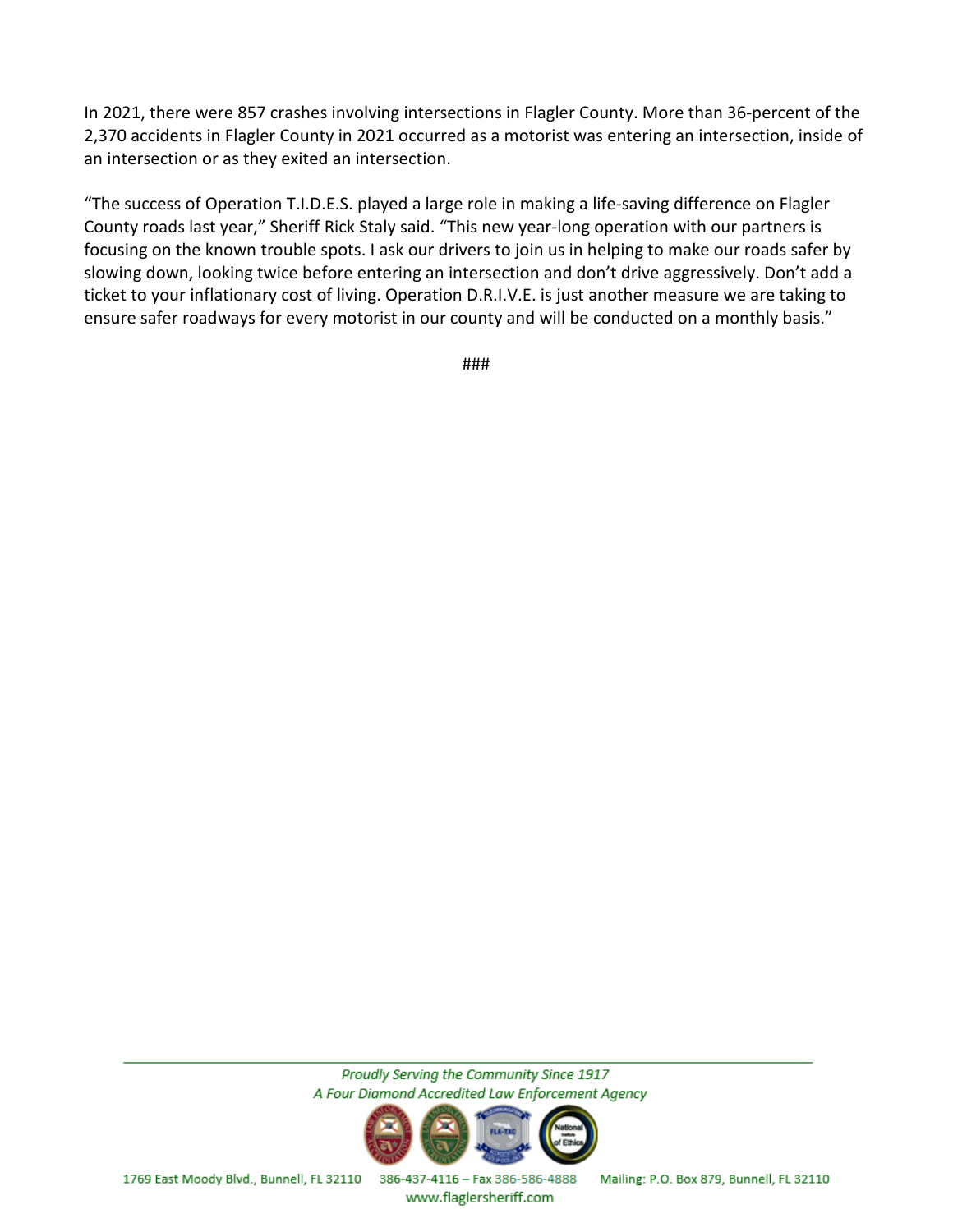In 2021, there were 857 crashes involving intersections in Flagler County. More than 36-percent of the 2,370 accidents in Flagler County in 2021 occurred as a motorist was entering an intersection, inside of an intersection or as they exited an intersection.

"The success of Operation T.I.D.E.S. played a large role in making a life-saving difference on Flagler County roads last year," Sheriff Rick Staly said. "This new year-long operation with our partners is focusing on the known trouble spots. I ask our drivers to join us in helping to make our roads safer by slowing down, looking twice before entering an intersection and don't drive aggressively. Don't add a ticket to your inflationary cost of living. Operation D.R.I.V.E. is just another measure we are taking to ensure safer roadways for every motorist in our county and will be conducted on a monthly basis."

###